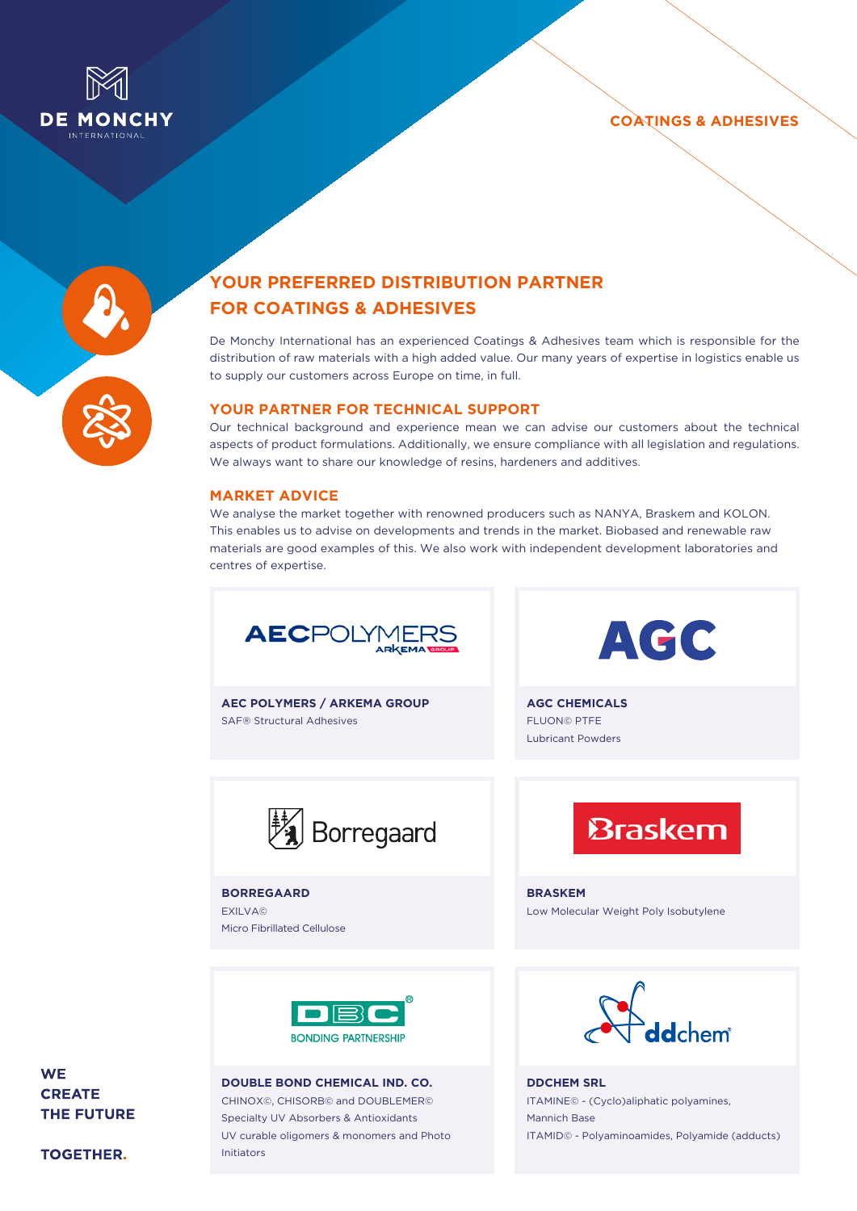DE MONCHY
INTERNATIONAL

COATINGS & ADHESIVES

# YOUR PREFERRED DISTRIBUTION PARTNER FOR COATINGS & ADHESIVES

De Monchy International has an experienced Coatings & Adhesives team which is responsible for the distribution of raw materials with a high added value. Our many years of expertise in logistics enable us to supply our customers across Europe on time, in full.

## YOUR PARTNER FOR TECHNICAL SUPPORT

Our technical background and experience mean we can advise our customers about the technical aspects of product formulations. Additionally, we ensure compliance with all legislation and regulations. We always want to share our knowledge of resins, hardeners and additives.

## MARKET ADVICE

We analyse the market together with renowned producers such as NANYA, Braskem and KOLON. This enables us to advise on developments and trends in the market. Biobased and renewable raw materials are good examples of this. We also work with independent development laboratories and centres of expertise.

**AEC POLYMERS / ARKEMA GROUP**
SAF® Structural Adhesives

**AGC CHEMICALS**
FLUON© PTFE
Lubricant Powders

**BORREGAARD**
EXILVA©
Micro Fibrillated Cellulose

**BRASKEM**
Low Molecular Weight Poly Isobutylene

**DOUBLE BOND CHEMICAL IND. CO.**
CHINOX©, CHISORB© and DOUBLEMER©
Specialty UV Absorbers & Antioxidants
UV curable oligomers & monomers and Photo Initiators

**DDCHEM SRL**
ITAMINE© - (Cyclo)aliphatic polyamines,
Mannich Base
ITAMID© - Polyaminoamides, Polyamide (adducts)

**WE CREATE THE FUTURE**

**TOGETHER.**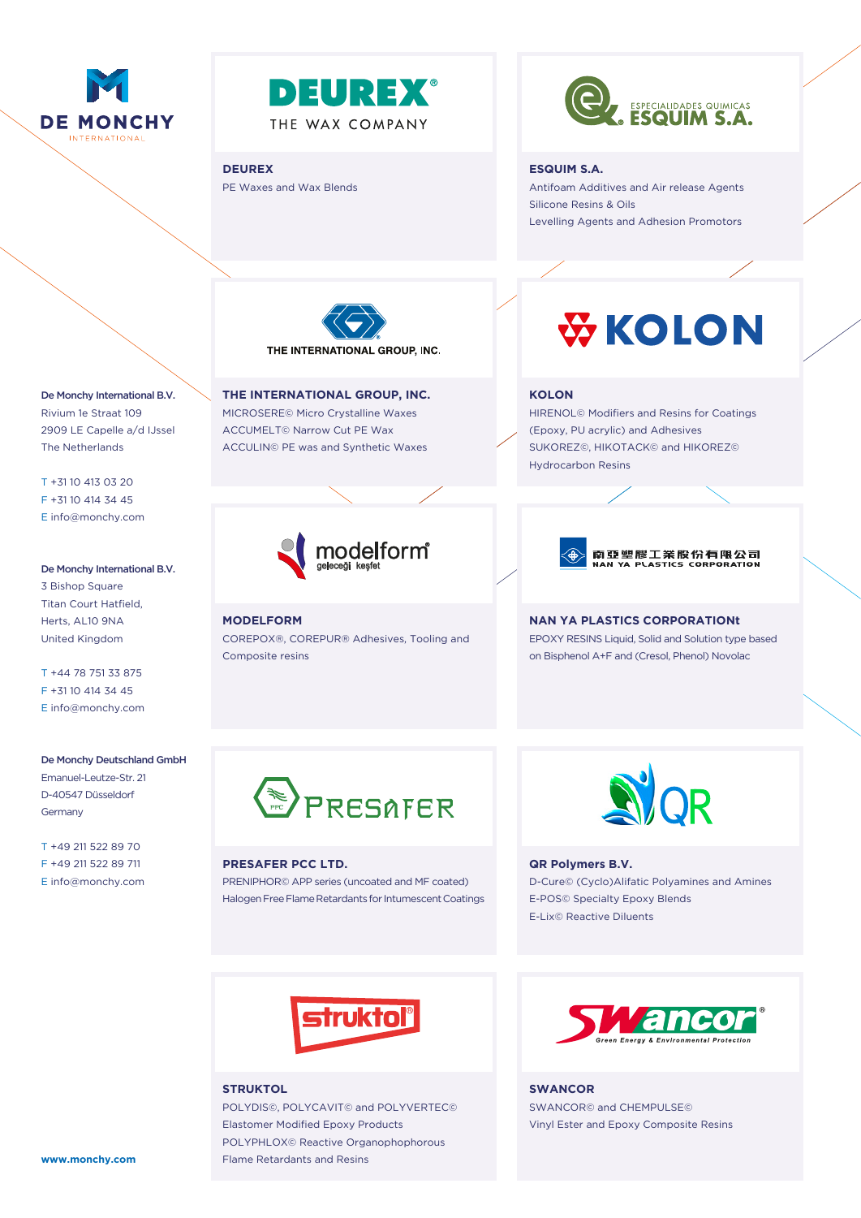DE MONCHY
INTERNATIONAL

**De Monchy International B.V.**
Rivium 1e Straat 109
2909 LE Capelle a/d IJssel
The Netherlands

T +31 10 413 03 20
F +31 10 414 34 45
E info@monchy.com

**De Monchy International B.V.**
3 Bishop Square
Titan Court Hatfield,
Herts, AL10 9NA
United Kingdom

T +44 78 751 33 875
F +31 10 414 34 45
E info@monchy.com

**De Monchy Deutschland GmbH**
Emanuel-Leutze-Str. 21
D-40547 Düsseldorf
Germany

T +49 211 522 89 70
F +49 211 522 89 711
E info@monchy.com

**www.monchy.com**

DEUREX® THE WAX COMPANY

### DEUREX
PE Waxes and Wax Blends

ESPECIALIDADES QUIMICAS ESQUIM S.A.

### ESQUIM S.A.
Antifoam Additives and Air release Agents
Silicone Resins & Oils
Levelling Agents and Adhesion Promotors

THE INTERNATIONAL GROUP, INC.

### THE INTERNATIONAL GROUP, INC.
MICROSERE© Micro Crystalline Waxes
ACCUMELT© Narrow Cut PE Wax
ACCULIN© PE was and Synthetic Waxes

KOLON

### KOLON
HIRENOL© Modifiers and Resins for Coatings (Epoxy, PU acrylic) and Adhesives
SUKOREZ©, HIKOTACK© and HIKOREZ© Hydrocarbon Resins

modelform® geleceği keşfet

### MODELFORM
COREPOX®, COREPUR® Adhesives, Tooling and Composite resins

南亞塑膠工業股份有限公司 NAN YA PLASTICS CORPORATION

### NAN YA PLASTICS CORPORATIONt
EPOXY RESINS Liquid, Solid and Solution type based on Bisphenol A+F and (Cresol, Phenol) Novolac

PFC PRESAFER

### PRESAFER PCC LTD.
PRENIPHOR© APP series (uncoated and MF coated)
Halogen Free Flame Retardants for Intumescent Coatings

QR

### QR Polymers B.V.
D-Cure© (Cyclo)Alifatic Polyamines and Amines
E-POS© Specialty Epoxy Blends
E-Lix© Reactive Diluents

struktol®

### STRUKTOL
POLYDIS©, POLYCAVIT© and POLYVERTEC©
Elastomer Modified Epoxy Products
POLYPHLOX© Reactive Organophophorous
Flame Retardants and Resins

Swancor® Green Energy & Environmental Protection

### SWANCOR
SWANCOR© and CHEMPULSE©
Vinyl Ester and Epoxy Composite Resins